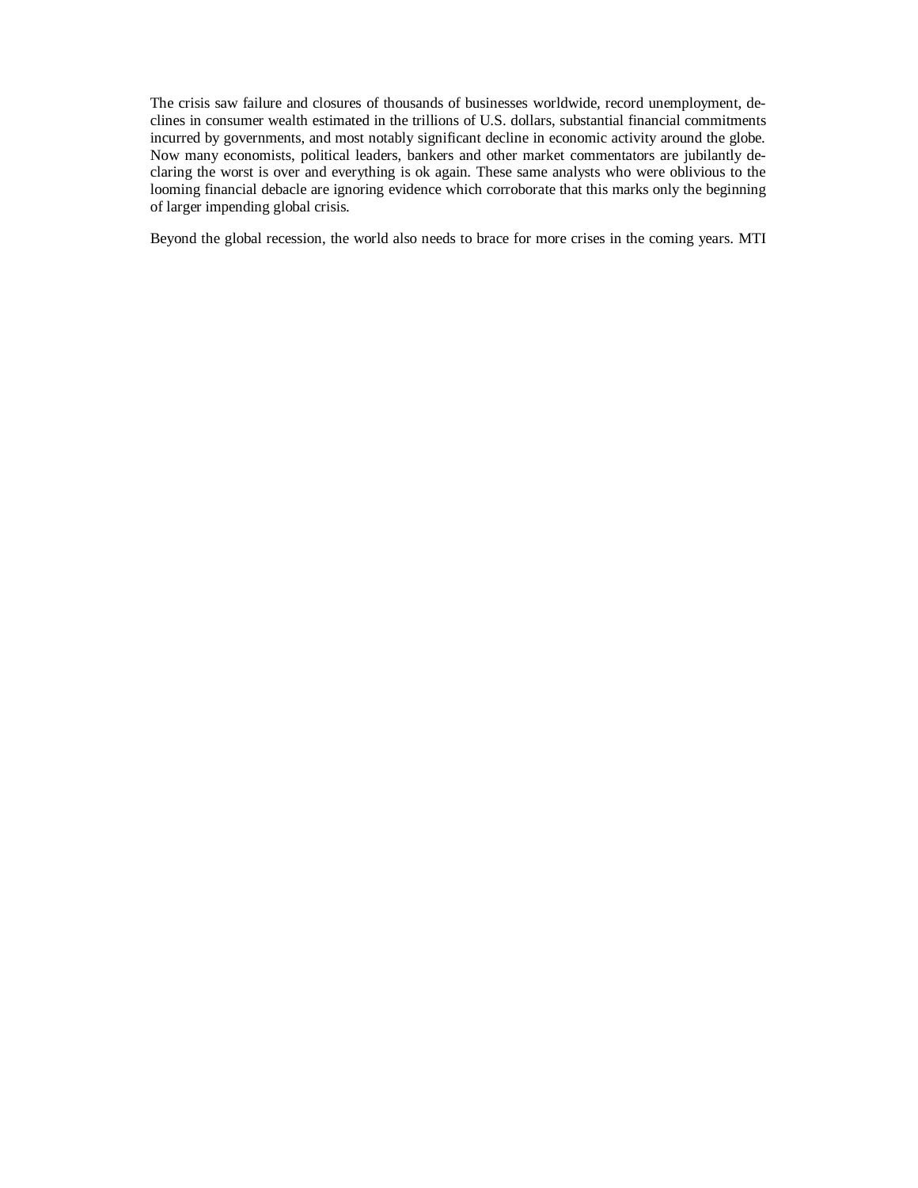The crisis saw failure and closures of thousands of businesses worldwide, record unemployment, declines in consumer wealth estimated in the trillions of U.S. dollars, substantial financial commitments incurred by governments, and most notably significant decline in economic activity around the globe. Now many economists, political leaders, bankers and other market commentators are jubilantly declaring the worst is over and everything is ok again. These same analysts who were oblivious to the looming financial debacle are ignoring evidence which corroborate that this marks only the beginning of larger impending global crisis.

Beyond the global recession, the world also needs to brace for more crises in the coming years. MTI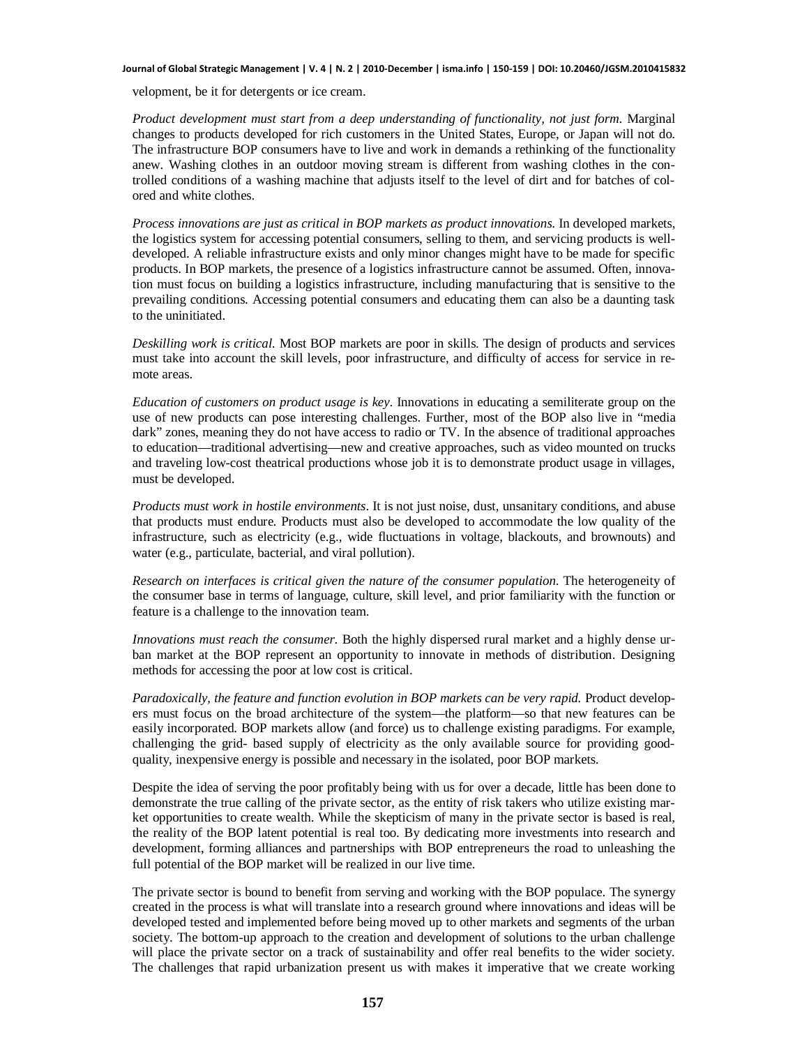velopment, be it for detergents or ice cream.

*Product development must start from a deep understanding of functionality, not just form.* Marginal changes to products developed for rich customers in the United States, Europe, or Japan will not do. The infrastructure BOP consumers have to live and work in demands a rethinking of the functionality anew. Washing clothes in an outdoor moving stream is different from washing clothes in the controlled conditions of a washing machine that adjusts itself to the level of dirt and for batches of colored and white clothes.

*Process innovations are just as critical in BOP markets as product innovations.* In developed markets, the logistics system for accessing potential consumers, selling to them, and servicing products is well-developed. A reliable infrastructure exists and only minor changes might have to be made for specific products. In BOP markets, the presence of a logistics infrastructure cannot be assumed. Often, innovation must focus on building a logistics infrastructure, including manufacturing that is sensitive to the prevailing conditions. Accessing potential consumers and educating them can also be a daunting task to the uninitiated.

*Deskilling work is critical.* Most BOP markets are poor in skills. The design of products and services must take into account the skill levels, poor infrastructure, and difficulty of access for service in remote areas.

*Education of customers on product usage is key.* Innovations in educating a semiliterate group on the use of new products can pose interesting challenges. Further, most of the BOP also live in "media dark" zones, meaning they do not have access to radio or TV. In the absence of traditional approaches to education—traditional advertising—new and creative approaches, such as video mounted on trucks and traveling low-cost theatrical productions whose job it is to demonstrate product usage in villages, must be developed.

*Products must work in hostile environments.* It is not just noise, dust, unsanitary conditions, and abuse that products must endure. Products must also be developed to accommodate the low quality of the infrastructure, such as electricity (e.g., wide fluctuations in voltage, blackouts, and brownouts) and water (e.g., particulate, bacterial, and viral pollution).

*Research on interfaces is critical given the nature of the consumer population.* The heterogeneity of the consumer base in terms of language, culture, skill level, and prior familiarity with the function or feature is a challenge to the innovation team.

*Innovations must reach the consumer.* Both the highly dispersed rural market and a highly dense urban market at the BOP represent an opportunity to innovate in methods of distribution. Designing methods for accessing the poor at low cost is critical.

*Paradoxically, the feature and function evolution in BOP markets can be very rapid.* Product developers must focus on the broad architecture of the system—the platform—so that new features can be easily incorporated. BOP markets allow (and force) us to challenge existing paradigms. For example, challenging the grid- based supply of electricity as the only available source for providing good-quality, inexpensive energy is possible and necessary in the isolated, poor BOP markets.

Despite the idea of serving the poor profitably being with us for over a decade, little has been done to demonstrate the true calling of the private sector, as the entity of risk takers who utilize existing market opportunities to create wealth. While the skepticism of many in the private sector is based is real, the reality of the BOP latent potential is real too. By dedicating more investments into research and development, forming alliances and partnerships with BOP entrepreneurs the road to unleashing the full potential of the BOP market will be realized in our live time.

The private sector is bound to benefit from serving and working with the BOP populace. The synergy created in the process is what will translate into a research ground where innovations and ideas will be developed tested and implemented before being moved up to other markets and segments of the urban society. The bottom-up approach to the creation and development of solutions to the urban challenge will place the private sector on a track of sustainability and offer real benefits to the wider society. The challenges that rapid urbanization present us with makes it imperative that we create working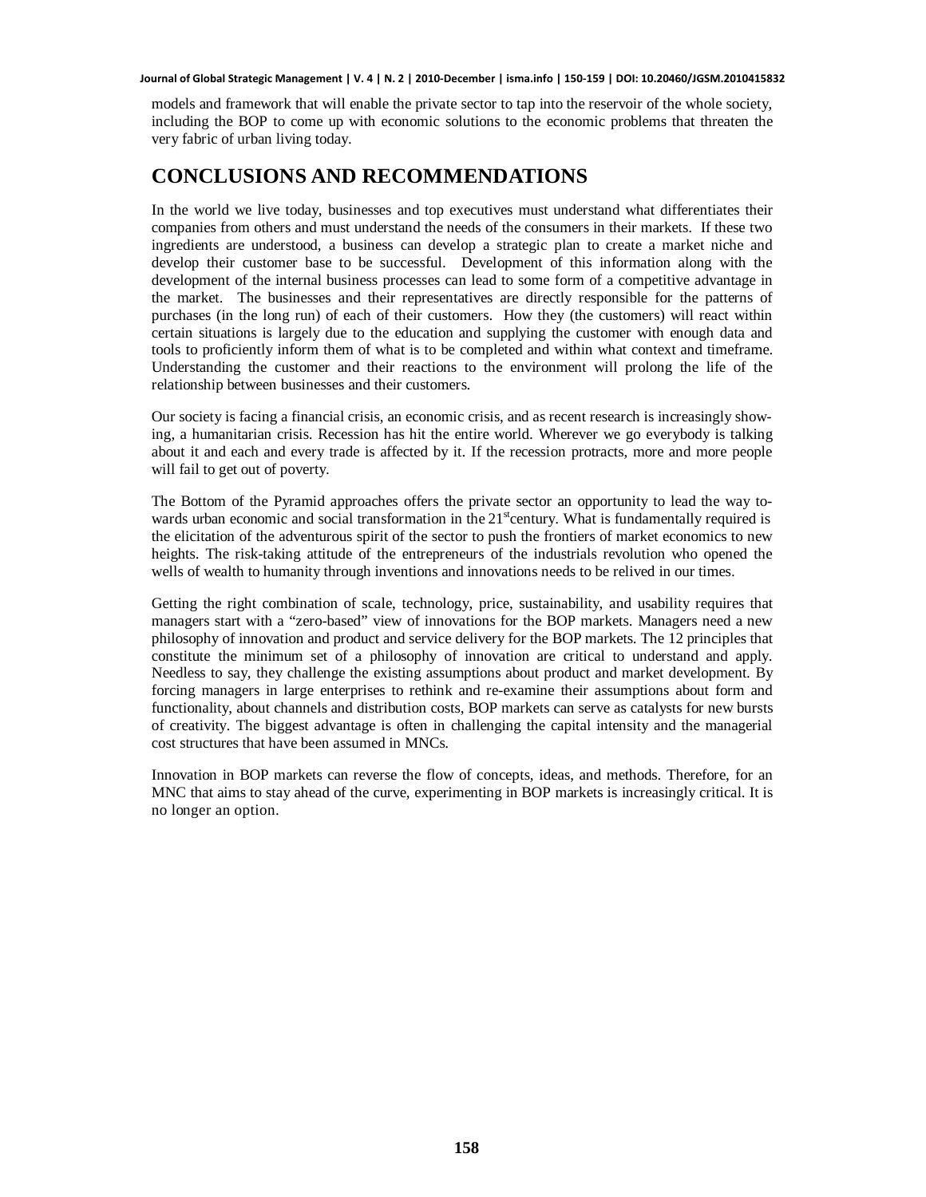models and framework that will enable the private sector to tap into the reservoir of the whole society, including the BOP to come up with economic solutions to the economic problems that threaten the very fabric of urban living today.

# CONCLUSIONS AND RECOMMENDATIONS

In the world we live today, businesses and top executives must understand what differentiates their companies from others and must understand the needs of the consumers in their markets. If these two ingredients are understood, a business can develop a strategic plan to create a market niche and develop their customer base to be successful. Development of this information along with the development of the internal business processes can lead to some form of a competitive advantage in the market. The businesses and their representatives are directly responsible for the patterns of purchases (in the long run) of each of their customers. How they (the customers) will react within certain situations is largely due to the education and supplying the customer with enough data and tools to proficiently inform them of what is to be completed and within what context and timeframe. Understanding the customer and their reactions to the environment will prolong the life of the relationship between businesses and their customers.

Our society is facing a financial crisis, an economic crisis, and as recent research is increasingly showing, a humanitarian crisis. Recession has hit the entire world. Wherever we go everybody is talking about it and each and every trade is affected by it. If the recession protracts, more and more people will fail to get out of poverty.

The Bottom of the Pyramid approaches offers the private sector an opportunity to lead the way towards urban economic and social transformation in the 21st century. What is fundamentally required is the elicitation of the adventurous spirit of the sector to push the frontiers of market economics to new heights. The risk-taking attitude of the entrepreneurs of the industrials revolution who opened the wells of wealth to humanity through inventions and innovations needs to be relived in our times.

Getting the right combination of scale, technology, price, sustainability, and usability requires that managers start with a "zero-based" view of innovations for the BOP markets. Managers need a new philosophy of innovation and product and service delivery for the BOP markets. The 12 principles that constitute the minimum set of a philosophy of innovation are critical to understand and apply. Needless to say, they challenge the existing assumptions about product and market development. By forcing managers in large enterprises to rethink and re-examine their assumptions about form and functionality, about channels and distribution costs, BOP markets can serve as catalysts for new bursts of creativity. The biggest advantage is often in challenging the capital intensity and the managerial cost structures that have been assumed in MNCs.

Innovation in BOP markets can reverse the flow of concepts, ideas, and methods. Therefore, for an MNC that aims to stay ahead of the curve, experimenting in BOP markets is increasingly critical. It is no longer an option.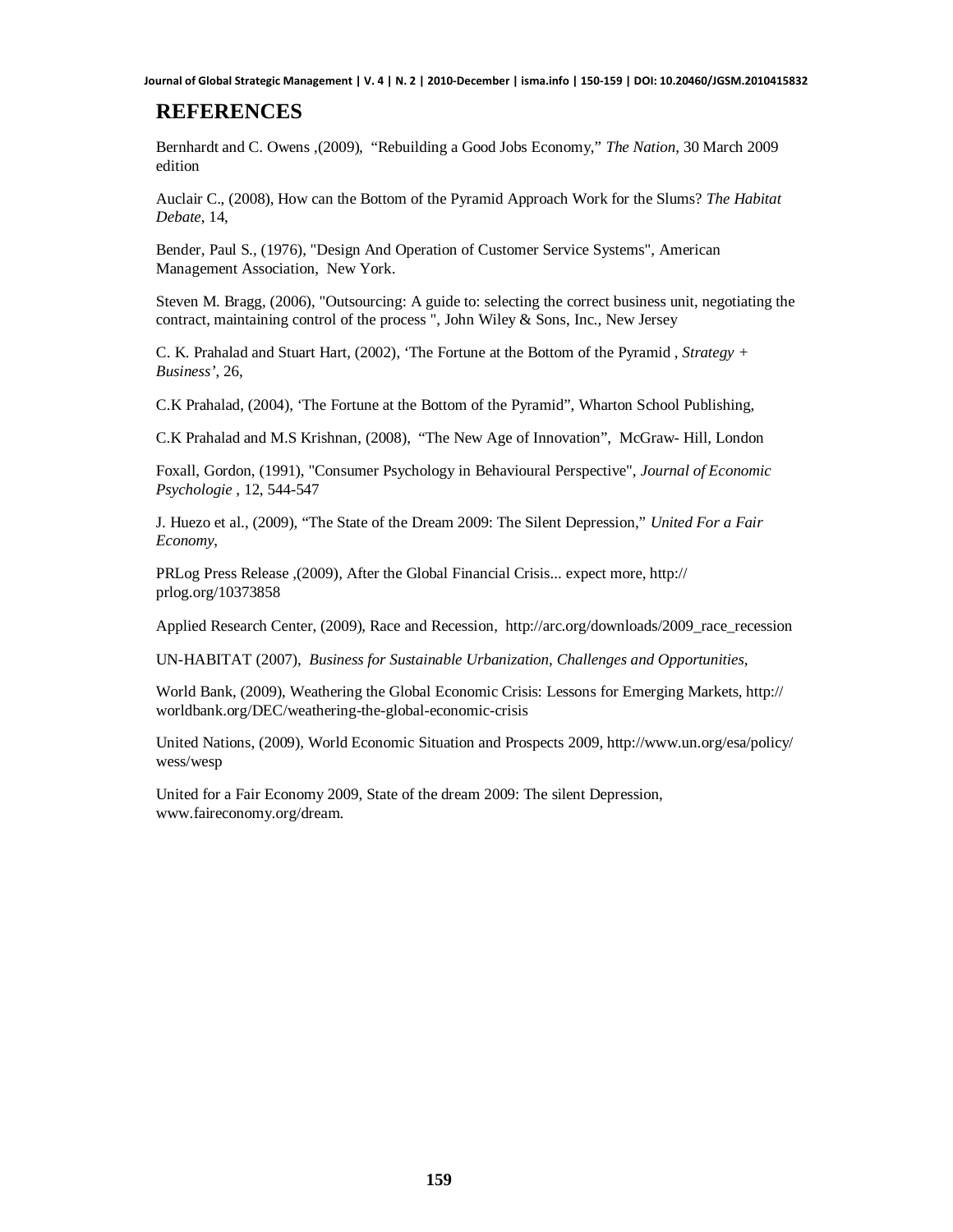## REFERENCES

Bernhardt and C. Owens ,(2009), “Rebuilding a Good Jobs Economy,” *The Nation*, 30 March 2009 edition

Auclair C., (2008), How can the Bottom of the Pyramid Approach Work for the Slums? *The Habitat Debate*, 14,

Bender, Paul S., (1976), "Design And Operation of Customer Service Systems", American Management Association, New York.

Steven M. Bragg, (2006), "Outsourcing: A guide to: selecting the correct business unit, negotiating the contract, maintaining control of the process ", John Wiley & Sons, Inc., New Jersey

C. K. Prahalad and Stuart Hart, (2002), ‘The Fortune at the Bottom of the Pyramid , *Strategy + Business’*, 26,

C.K Prahalad, (2004), ‘The Fortune at the Bottom of the Pyramid”, Wharton School Publishing,

C.K Prahalad and M.S Krishnan, (2008), “The New Age of Innovation”, McGraw- Hill, London

Foxall, Gordon, (1991), "Consumer Psychology in Behavioural Perspective", *Journal of Economic Psychologie* , 12, 544-547

J. Huezo et al., (2009), “The State of the Dream 2009: The Silent Depression,” *United For a Fair Economy*,

PRLog Press Release ,(2009), After the Global Financial Crisis... expect more, http:// prlog.org/10373858

Applied Research Center, (2009), Race and Recession, http://arc.org/downloads/2009_race_recession

UN-HABITAT (2007), *Business for Sustainable Urbanization, Challenges and Opportunities*,

World Bank, (2009), Weathering the Global Economic Crisis: Lessons for Emerging Markets, http:// worldbank.org/DEC/weathering-the-global-economic-crisis

United Nations, (2009), World Economic Situation and Prospects 2009, http://www.un.org/esa/policy/ wess/wesp

United for a Fair Economy 2009, State of the dream 2009: The silent Depression, www.faireconomy.org/dream.